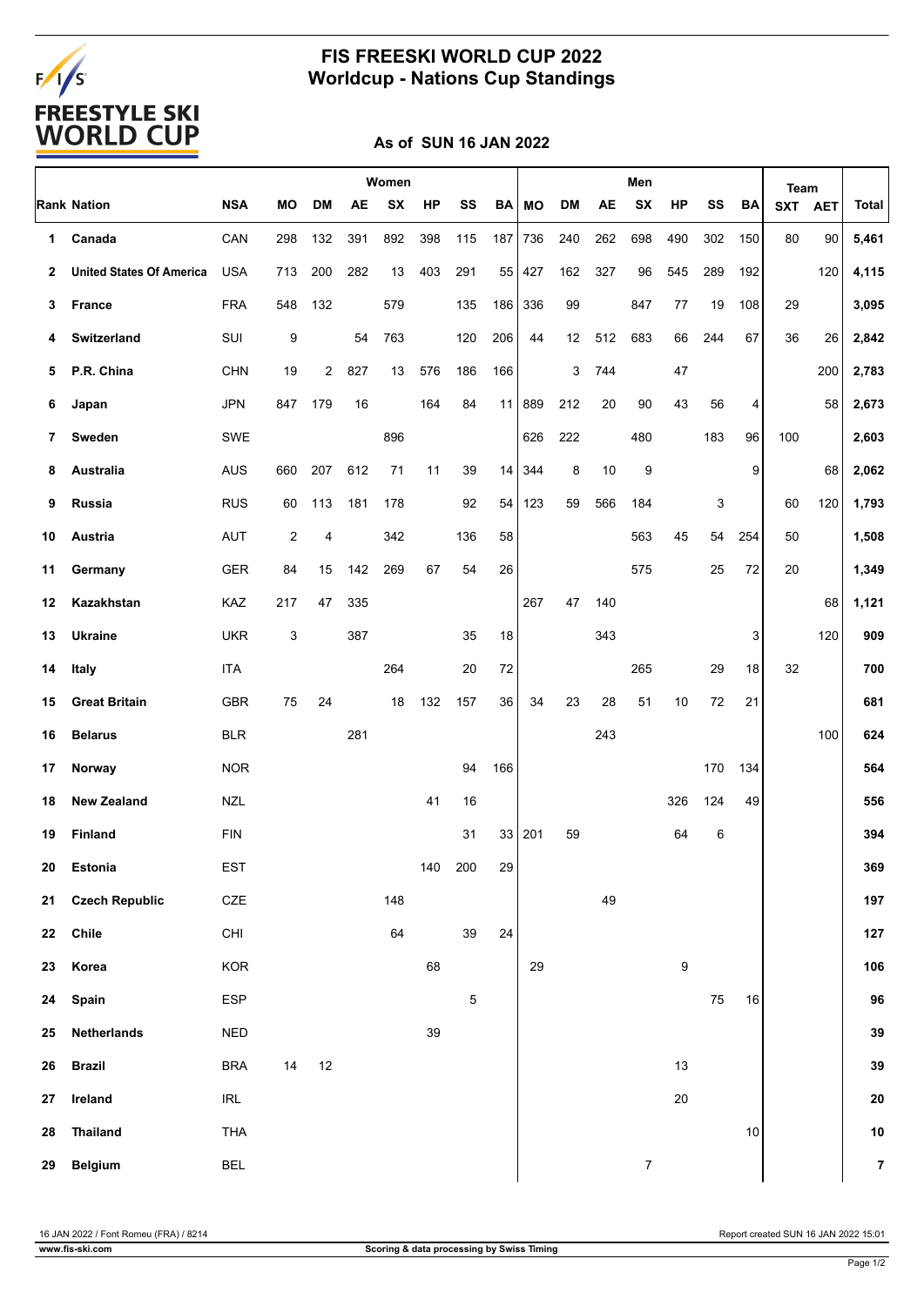# FIS FREESKI WORLD CUP 2022
## Worldcup - Nations Cup Standings

### As of SUN 16 JAN 2022

| Rank | Nation | NSA | Women | | | | | | | Men | | | | | | | Team | | Total |
|---|---|---|---|---|---|---|---|---|---|---|---|---|---|---|---|---|---|---|---|
| | | | MO | DM | AE | SX | HP | SS | BA | MO | DM | AE | SX | HP | SS | BA | SXT | AET | |
| 1 | Canada | CAN | 298 | 132 | 391 | 892 | 398 | 115 | 187 | 736 | 240 | 262 | 698 | 490 | 302 | 150 | 80 | 90 | 5,461 |
| 2 | United States Of America | USA | 713 | 200 | 282 | 13 | 403 | 291 | 55 | 427 | 162 | 327 | 96 | 545 | 289 | 192 | | 120 | 4,115 |
| 3 | France | FRA | 548 | 132 | | 579 | | 135 | 186 | 336 | 99 | | 847 | 77 | 19 | 108 | 29 | | 3,095 |
| 4 | Switzerland | SUI | 9 | | 54 | 763 | | 120 | 206 | 44 | 12 | 512 | 683 | 66 | 244 | 67 | 36 | 26 | 2,842 |
| 5 | P.R. China | CHN | 19 | 2 | 827 | 13 | 576 | 186 | 166 | | 3 | 744 | | 47 | | | | 200 | 2,783 |
| 6 | Japan | JPN | 847 | 179 | 16 | | 164 | 84 | 11 | 889 | 212 | 20 | 90 | 43 | 56 | 4 | | 58 | 2,673 |
| 7 | Sweden | SWE | | | | 896 | | | | 626 | 222 | | 480 | | 183 | 96 | 100 | | 2,603 |
| 8 | Australia | AUS | 660 | 207 | 612 | 71 | 11 | 39 | 14 | 344 | 8 | 10 | 9 | | | 9 | | 68 | 2,062 |
| 9 | Russia | RUS | 60 | 113 | 181 | 178 | | 92 | 54 | 123 | 59 | 566 | 184 | | 3 | | 60 | 120 | 1,793 |
| 10 | Austria | AUT | 2 | 4 | | 342 | | 136 | 58 | | | | 563 | 45 | 54 | 254 | 50 | | 1,508 |
| 11 | Germany | GER | 84 | 15 | 142 | 269 | 67 | 54 | 26 | | | | 575 | | 25 | 72 | 20 | | 1,349 |
| 12 | Kazakhstan | KAZ | 217 | 47 | 335 | | | | | 267 | 47 | 140 | | | | | | 68 | 1,121 |
| 13 | Ukraine | UKR | 3 | | 387 | | | 35 | 18 | | | 343 | | | | 3 | | 120 | 909 |
| 14 | Italy | ITA | | | | 264 | | 20 | 72 | | | | 265 | | 29 | 18 | 32 | | 700 |
| 15 | Great Britain | GBR | 75 | 24 | | 18 | 132 | 157 | 36 | 34 | 23 | 28 | 51 | 10 | 72 | 21 | | | 681 |
| 16 | Belarus | BLR | | | 281 | | | | | | | 243 | | | | | | 100 | 624 |
| 17 | Norway | NOR | | | | | | 94 | 166 | | | | | | 170 | 134 | | | 564 |
| 18 | New Zealand | NZL | | | | | 41 | 16 | | | | | | 326 | 124 | 49 | | | 556 |
| 19 | Finland | FIN | | | | | | 31 | 33 | 201 | 59 | | | 64 | 6 | | | | 394 |
| 20 | Estonia | EST | | | | | 140 | 200 | 29 | | | | | | | | | | 369 |
| 21 | Czech Republic | CZE | | | | 148 | | | | | | 49 | | | | | | | 197 |
| 22 | Chile | CHI | | | | 64 | | 39 | 24 | | | | | | | | | | 127 |
| 23 | Korea | KOR | | | | | 68 | | | 29 | | | | 9 | | | | | 106 |
| 24 | Spain | ESP | | | | | | 5 | | | | | | | 75 | 16 | | | 96 |
| 25 | Netherlands | NED | | | | | 39 | | | | | | | | | | | | 39 |
| 26 | Brazil | BRA | 14 | 12 | | | | | | | | | | 13 | | | | | 39 |
| 27 | Ireland | IRL | | | | | | | | | | | | 20 | | | | | 20 |
| 28 | Thailand | THA | | | | | | | | | | | | | | 10 | | | 10 |
| 29 | Belgium | BEL | | | | | | | | | | | 7 | | | | | | 7 |

16 JAN 2022 / Font Romeu (FRA) / 8214

Report created SUN 16 JAN 2022 15:01

www.fis-ski.com

Scoring & data processing by Swiss Timing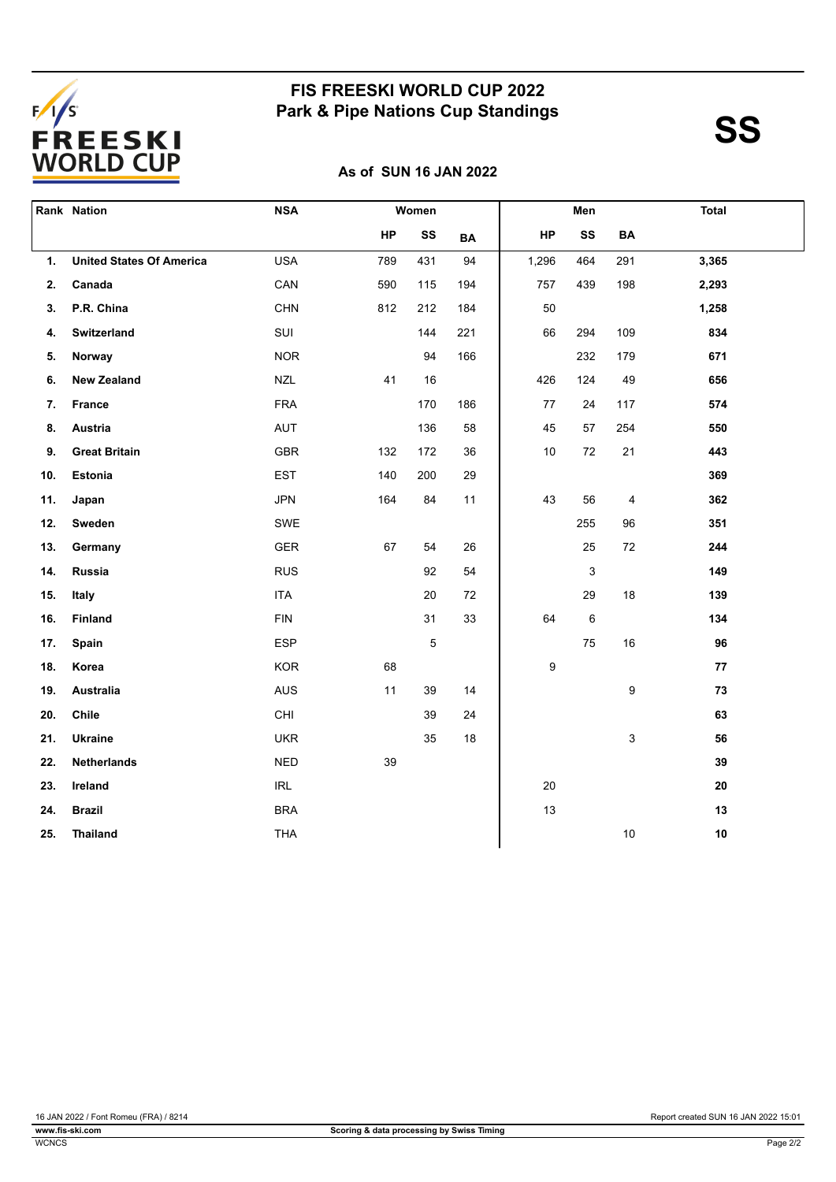# FIS FREESKI WORLD CUP 2022
## Park & Pipe Nations Cup Standings

**SS**

**As of SUN 16 JAN 2022**

| Rank | Nation | NSA | Women | | | Men | | | Total |
|---|---|---|---|---|---|---|---|---|---|
| | | | HP | SS | BA | HP | SS | BA | |
| 1. | **United States Of America** | USA | 789 | 431 | 94 | 1,296 | 464 | 291 | **3,365** |
| 2. | **Canada** | CAN | 590 | 115 | 194 | 757 | 439 | 198 | **2,293** |
| 3. | **P.R. China** | CHN | 812 | 212 | 184 | 50 | | | **1,258** |
| 4. | **Switzerland** | SUI | | 144 | 221 | 66 | 294 | 109 | **834** |
| 5. | **Norway** | NOR | | 94 | 166 | | 232 | 179 | **671** |
| 6. | **New Zealand** | NZL | 41 | 16 | | 426 | 124 | 49 | **656** |
| 7. | **France** | FRA | | 170 | 186 | 77 | 24 | 117 | **574** |
| 8. | **Austria** | AUT | | 136 | 58 | 45 | 57 | 254 | **550** |
| 9. | **Great Britain** | GBR | 132 | 172 | 36 | 10 | 72 | 21 | **443** |
| 10. | **Estonia** | EST | 140 | 200 | 29 | | | | **369** |
| 11. | **Japan** | JPN | 164 | 84 | 11 | 43 | 56 | 4 | **362** |
| 12. | **Sweden** | SWE | | | | | 255 | 96 | **351** |
| 13. | **Germany** | GER | 67 | 54 | 26 | | 25 | 72 | **244** |
| 14. | **Russia** | RUS | | 92 | 54 | | 3 | | **149** |
| 15. | **Italy** | ITA | | 20 | 72 | | 29 | 18 | **139** |
| 16. | **Finland** | FIN | | 31 | 33 | 64 | 6 | | **134** |
| 17. | **Spain** | ESP | | 5 | | | 75 | 16 | **96** |
| 18. | **Korea** | KOR | 68 | | | 9 | | | **77** |
| 19. | **Australia** | AUS | 11 | 39 | 14 | | | 9 | **73** |
| 20. | **Chile** | CHI | | 39 | 24 | | | | **63** |
| 21. | **Ukraine** | UKR | | 35 | 18 | | | 3 | **56** |
| 22. | **Netherlands** | NED | 39 | | | | | | **39** |
| 23. | **Ireland** | IRL | | | | 20 | | | **20** |
| 24. | **Brazil** | BRA | | | | 13 | | | **13** |
| 25. | **Thailand** | THA | | | | | | 10 | **10** |

16 JAN 2022 / Font Romeu (FRA) / 8214

Report created SUN 16 JAN 2022 15:01

www.fis-ski.com

Scoring & data processing by Swiss Timing

WCNCS